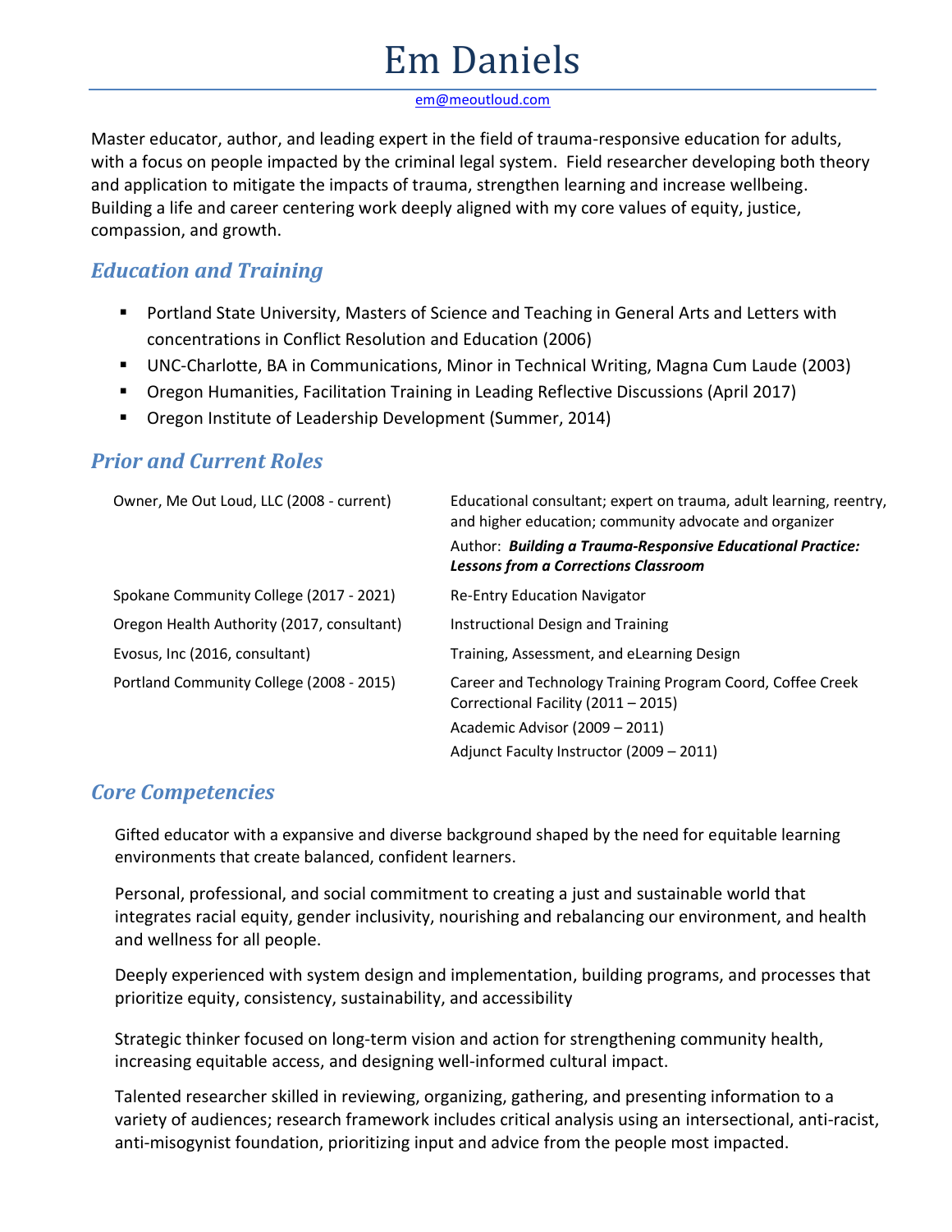# Em Daniels

em@meoutloud.com

Master educator, author, and leading expert in the field of trauma-responsive education for adults, with a focus on people impacted by the criminal legal system. Field researcher developing both theory and application to mitigate the impacts of trauma, strengthen learning and increase wellbeing. Building a life and career centering work deeply aligned with my core values of equity, justice, compassion, and growth.

## *Education and Training*

- Portland State University, Masters of Science and Teaching in General Arts and Letters with concentrations in Conflict Resolution and Education (2006)
- UNC-Charlotte, BA in Communications, Minor in Technical Writing, Magna Cum Laude (2003)
- Oregon Humanities, Facilitation Training in Leading Reflective Discussions (April 2017)
- Oregon Institute of Leadership Development (Summer, 2014)

## *Prior and Current Roles*

| | |
|---|---|
| Owner, Me Out Loud, LLC (2008 - current) | Educational consultant; expert on trauma, adult learning, reentry, and higher education; community advocate and organizer |
| | Author: ***Building a Trauma-Responsive Educational Practice: Lessons from a Corrections Classroom*** |
| Spokane Community College (2017 - 2021) | Re-Entry Education Navigator |
| Oregon Health Authority (2017, consultant) | Instructional Design and Training |
| Evosus, Inc (2016, consultant) | Training, Assessment, and eLearning Design |
| Portland Community College (2008 - 2015) | Career and Technology Training Program Coord, Coffee Creek Correctional Facility (2011 – 2015) |
| | Academic Advisor (2009 – 2011) |
| | Adjunct Faculty Instructor (2009 – 2011) |

## *Core Competencies*

Gifted educator with a expansive and diverse background shaped by the need for equitable learning environments that create balanced, confident learners.

Personal, professional, and social commitment to creating a just and sustainable world that integrates racial equity, gender inclusivity, nourishing and rebalancing our environment, and health and wellness for all people.

Deeply experienced with system design and implementation, building programs, and processes that prioritize equity, consistency, sustainability, and accessibility

Strategic thinker focused on long-term vision and action for strengthening community health, increasing equitable access, and designing well-informed cultural impact.

Talented researcher skilled in reviewing, organizing, gathering, and presenting information to a variety of audiences; research framework includes critical analysis using an intersectional, anti-racist, anti-misogynist foundation, prioritizing input and advice from the people most impacted.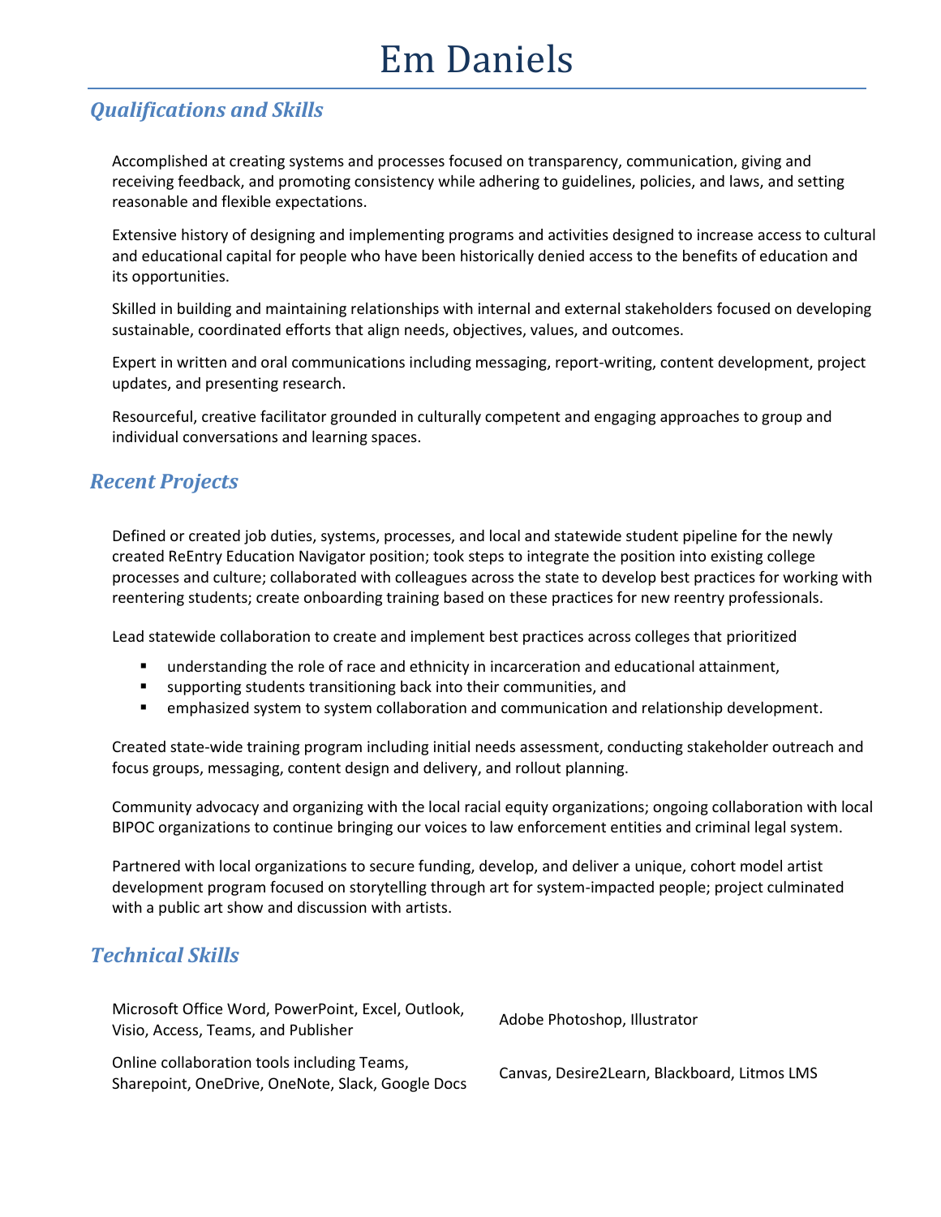# Em Daniels

## *Qualifications and Skills*

Accomplished at creating systems and processes focused on transparency, communication, giving and receiving feedback, and promoting consistency while adhering to guidelines, policies, and laws, and setting reasonable and flexible expectations.

Extensive history of designing and implementing programs and activities designed to increase access to cultural and educational capital for people who have been historically denied access to the benefits of education and its opportunities.

Skilled in building and maintaining relationships with internal and external stakeholders focused on developing sustainable, coordinated efforts that align needs, objectives, values, and outcomes.

Expert in written and oral communications including messaging, report-writing, content development, project updates, and presenting research.

Resourceful, creative facilitator grounded in culturally competent and engaging approaches to group and individual conversations and learning spaces.

## *Recent Projects*

Defined or created job duties, systems, processes, and local and statewide student pipeline for the newly created ReEntry Education Navigator position; took steps to integrate the position into existing college processes and culture; collaborated with colleagues across the state to develop best practices for working with reentering students; create onboarding training based on these practices for new reentry professionals.

Lead statewide collaboration to create and implement best practices across colleges that prioritized

- understanding the role of race and ethnicity in incarceration and educational attainment,
- supporting students transitioning back into their communities, and
- emphasized system to system collaboration and communication and relationship development.

Created state-wide training program including initial needs assessment, conducting stakeholder outreach and focus groups, messaging, content design and delivery, and rollout planning.

Community advocacy and organizing with the local racial equity organizations; ongoing collaboration with local BIPOC organizations to continue bringing our voices to law enforcement entities and criminal legal system.

Partnered with local organizations to secure funding, develop, and deliver a unique, cohort model artist development program focused on storytelling through art for system-impacted people; project culminated with a public art show and discussion with artists.

## *Technical Skills*

| | |
|---|---|
| Microsoft Office Word, PowerPoint, Excel, Outlook, Visio, Access, Teams, and Publisher | Adobe Photoshop, Illustrator |
| Online collaboration tools including Teams, Sharepoint, OneDrive, OneNote, Slack, Google Docs | Canvas, Desire2Learn, Blackboard, Litmos LMS |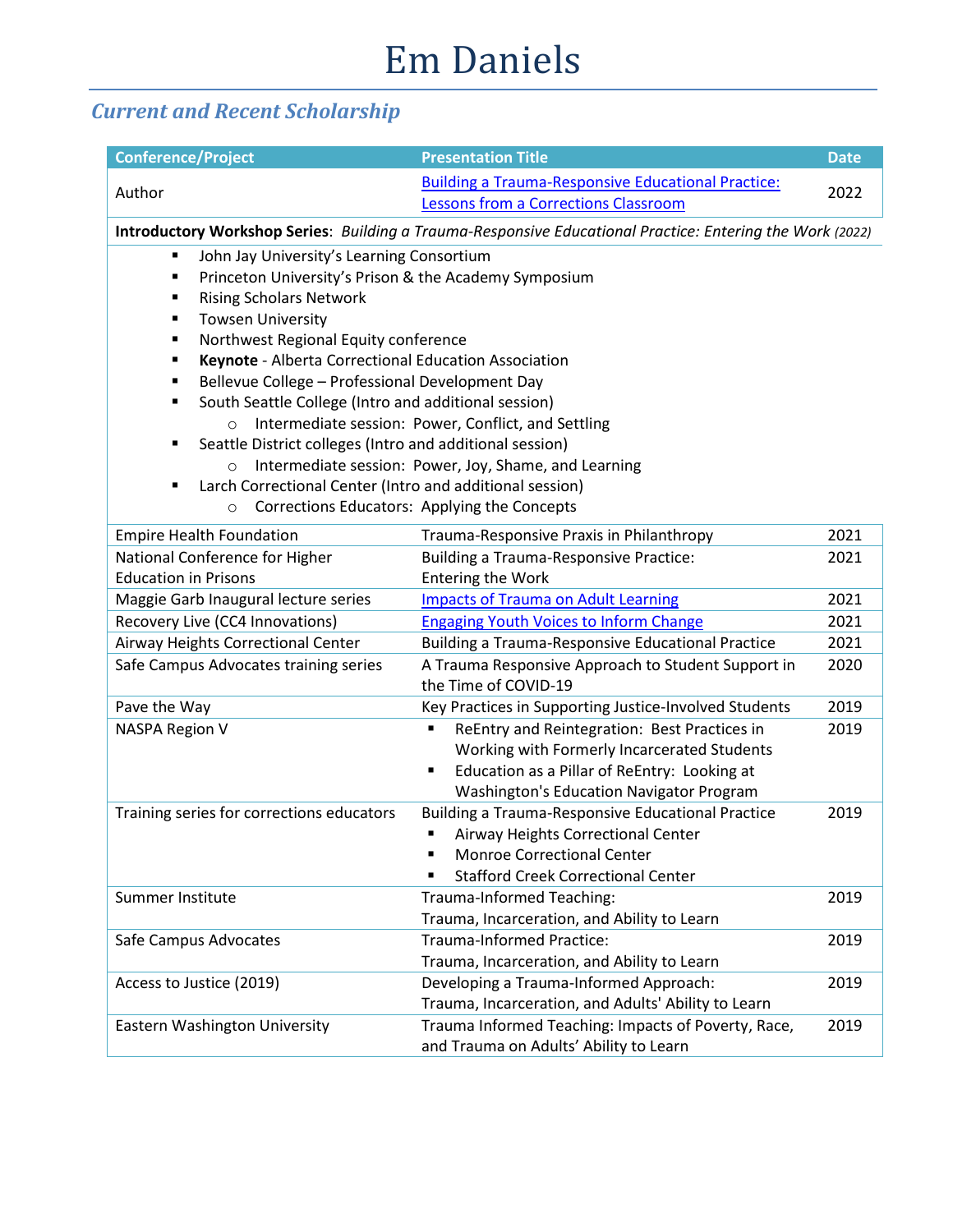# Em Daniels

## *Current and Recent Scholarship*

| Conference/Project | Presentation Title | Date |
|---|---|---|
| Author | Building a Trauma-Responsive Educational Practice: Lessons from a Corrections Classroom | 2022 |
| **Introductory Workshop Series**: *Building a Trauma-Responsive Educational Practice: Entering the Work* *(2022)* | | |
| ▪ John Jay University's Learning Consortium<br>▪ Princeton University's Prison & the Academy Symposium<br>▪ Rising Scholars Network<br>▪ Towsen University<br>▪ Northwest Regional Equity conference<br>▪ **Keynote** - Alberta Correctional Education Association<br>▪ Bellevue College – Professional Development Day<br>▪ South Seattle College (Intro and additional session)<br>　○ Intermediate session: Power, Conflict, and Settling<br>▪ Seattle District colleges (Intro and additional session)<br>　○ Intermediate session: Power, Joy, Shame, and Learning<br>▪ Larch Correctional Center (Intro and additional session)<br>　○ Corrections Educators: Applying the Concepts | | |
| Empire Health Foundation | Trauma-Responsive Praxis in Philanthropy | 2021 |
| National Conference for Higher Education in Prisons | Building a Trauma-Responsive Practice: Entering the Work | 2021 |
| Maggie Garb Inaugural lecture series | Impacts of Trauma on Adult Learning | 2021 |
| Recovery Live (CC4 Innovations) | Engaging Youth Voices to Inform Change | 2021 |
| Airway Heights Correctional Center | Building a Trauma-Responsive Educational Practice | 2021 |
| Safe Campus Advocates training series | A Trauma Responsive Approach to Student Support in the Time of COVID-19 | 2020 |
| Pave the Way | Key Practices in Supporting Justice-Involved Students | 2019 |
| NASPA Region V | ▪ ReEntry and Reintegration: Best Practices in Working with Formerly Incarcerated Students<br>▪ Education as a Pillar of ReEntry: Looking at Washington's Education Navigator Program | 2019 |
| Training series for corrections educators | Building a Trauma-Responsive Educational Practice<br>▪ Airway Heights Correctional Center<br>▪ Monroe Correctional Center<br>▪ Stafford Creek Correctional Center | 2019 |
| Summer Institute | Trauma-Informed Teaching: Trauma, Incarceration, and Ability to Learn | 2019 |
| Safe Campus Advocates | Trauma-Informed Practice: Trauma, Incarceration, and Ability to Learn | 2019 |
| Access to Justice (2019) | Developing a Trauma-Informed Approach: Trauma, Incarceration, and Adults' Ability to Learn | 2019 |
| Eastern Washington University | Trauma Informed Teaching: Impacts of Poverty, Race, and Trauma on Adults' Ability to Learn | 2019 |